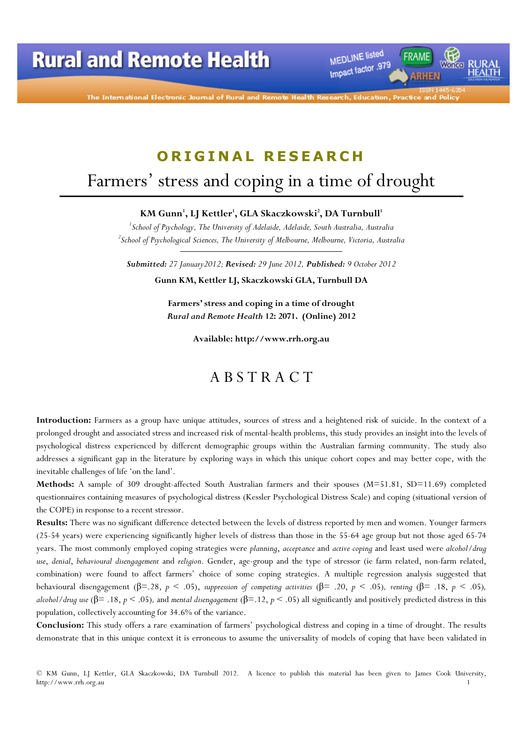ORIGINAL RESEARCH

# Farmers' stress and coping in a time of drought

**KM Gunn[1], LJ Kettler[1], GLA Skaczkowski[2], DA Turnbull[1]**

[1]*School of Psychology, The University of Adelaide, Adelaide, South Australia, Australia*
[2]*School of Psychological Sciences, The University of Melbourne, Melbourne, Victoria, Australia*

***Submitted:*** *27 January 2012;* ***Revised:*** *29 June 2012,* ***Published:*** *9 October 2012*

**Gunn KM, Kettler LJ, Skaczkowski GLA, Turnbull DA**

**Farmers' stress and coping in a time of drought**
***Rural and Remote Health* 12: 2071. (Online) 2012**

**Available: http://www.rrh.org.au**

## ABSTRACT

**Introduction:** Farmers as a group have unique attitudes, sources of stress and a heightened risk of suicide. In the context of a prolonged drought and associated stress and increased risk of mental-health problems, this study provides an insight into the levels of psychological distress experienced by different demographic groups within the Australian farming community. The study also addresses a significant gap in the literature by exploring ways in which this unique cohort copes and may better cope, with the inevitable challenges of life 'on the land'.

**Methods:** A sample of 309 drought-affected South Australian farmers and their spouses (M=51.81, SD=11.69) completed questionnaires containing measures of psychological distress (Kessler Psychological Distress Scale) and coping (situational version of the COPE) in response to a recent stressor.

**Results:** There was no significant difference detected between the levels of distress reported by men and women. Younger farmers (25-54 years) were experiencing significantly higher levels of distress than those in the 55-64 age group but not those aged 65-74 years. The most commonly employed coping strategies were *planning*, *acceptance* and *active coping* and least used were *alcohol/drug use*, *denial*, *behavioural disengagement* and *religion*. Gender, age-group and the type of stressor (ie farm related, non-farm related, combination) were found to affect farmers' choice of some coping strategies. A multiple regression analysis suggested that behavioural disengagement ($\beta$=.28, $p$ < .05), *suppression of competing activities* ($\beta$= .20, $p$ < .05), *venting* ($\beta$= .18, $p$ < .05), *alcohol/drug use* ($\beta$= .18, $p$ < .05), and *mental disengagement* ($\beta$=.12, $p$ < .05) all significantly and positively predicted distress in this population, collectively accounting for 34.6% of the variance.

**Conclusion:** This study offers a rare examination of farmers' psychological distress and coping in a time of drought. The results demonstrate that in this unique context it is erroneous to assume the universality of models of coping that have been validated in

© KM Gunn, LJ Kettler, GLA Skaczkowski, DA Turnbull 2012. A licence to publish this material has been given to James Cook University, http://www.rrh.org.au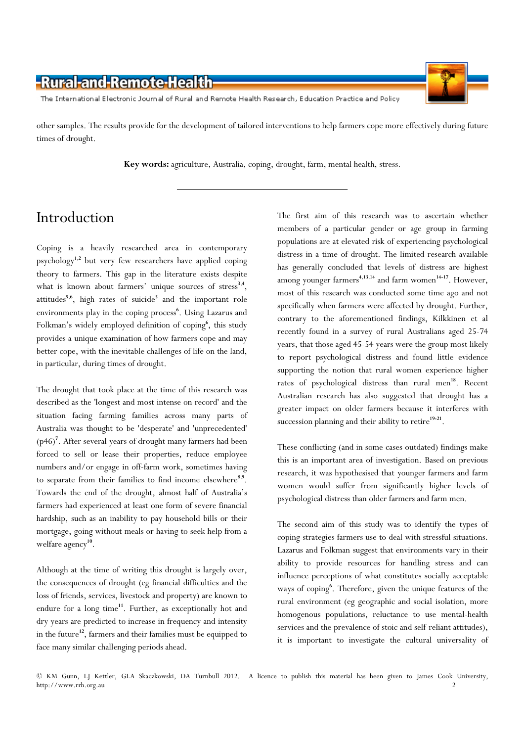other samples. The results provide for the development of tailored interventions to help farmers cope more effectively during future times of drought.

**Key words:** agriculture, Australia, coping, drought, farm, mental health, stress.

# Introduction

Coping is a heavily researched area in contemporary psychology[1,2] but very few researchers have applied coping theory to farmers. This gap in the literature exists despite what is known about farmers' unique sources of stress[3,4], attitudes[5,6], high rates of suicide[5] and the important role environments play in the coping process[6]. Using Lazarus and Folkman's widely employed definition of coping[6], this study provides a unique examination of how farmers cope and may better cope, with the inevitable challenges of life on the land, in particular, during times of drought.

The drought that took place at the time of this research was described as the 'longest and most intense on record' and the situation facing farming families across many parts of Australia was thought to be 'desperate' and 'unprecedented' (p46)[7]. After several years of drought many farmers had been forced to sell or lease their properties, reduce employee numbers and/or engage in off-farm work, sometimes having to separate from their families to find income elsewhere[8,9]. Towards the end of the drought, almost half of Australia's farmers had experienced at least one form of severe financial hardship, such as an inability to pay household bills or their mortgage, going without meals or having to seek help from a welfare agency[10].

Although at the time of writing this drought is largely over, the consequences of drought (eg financial difficulties and the loss of friends, services, livestock and property) are known to endure for a long time[11]. Further, as exceptionally hot and dry years are predicted to increase in frequency and intensity in the future[12], farmers and their families must be equipped to face many similar challenging periods ahead.

The first aim of this research was to ascertain whether members of a particular gender or age group in farming populations are at elevated risk of experiencing psychological distress in a time of drought. The limited research available has generally concluded that levels of distress are highest among younger farmers[4,13,14] and farm women[14-17]. However, most of this research was conducted some time ago and not specifically when farmers were affected by drought. Further, contrary to the aforementioned findings, Kilkkinen et al recently found in a survey of rural Australians aged 25-74 years, that those aged 45-54 years were the group most likely to report psychological distress and found little evidence supporting the notion that rural women experience higher rates of psychological distress than rural men[18]. Recent Australian research has also suggested that drought has a greater impact on older farmers because it interferes with succession planning and their ability to retire[19-21].

These conflicting (and in some cases outdated) findings make this is an important area of investigation. Based on previous research, it was hypothesised that younger farmers and farm women would suffer from significantly higher levels of psychological distress than older farmers and farm men.

The second aim of this study was to identify the types of coping strategies farmers use to deal with stressful situations. Lazarus and Folkman suggest that environments vary in their ability to provide resources for handling stress and can influence perceptions of what constitutes socially acceptable ways of coping[6]. Therefore, given the unique features of the rural environment (eg geographic and social isolation, more homogenous populations, reluctance to use mental-health services and the prevalence of stoic and self-reliant attitudes), it is important to investigate the cultural universality of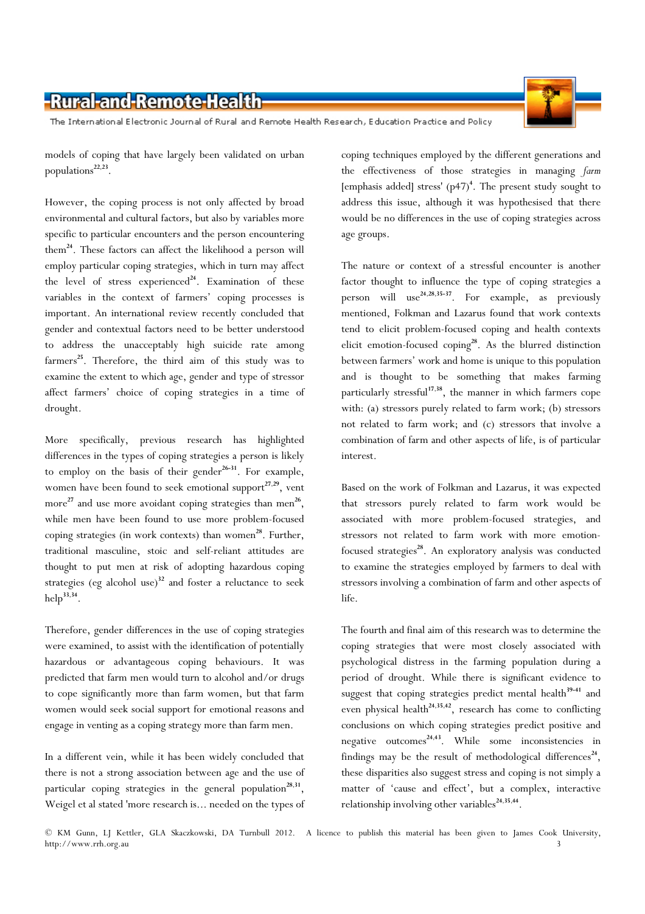models of coping that have largely been validated on urban populations[22,23].

However, the coping process is not only affected by broad environmental and cultural factors, but also by variables more specific to particular encounters and the person encountering them[24]. These factors can affect the likelihood a person will employ particular coping strategies, which in turn may affect the level of stress experienced[24]. Examination of these variables in the context of farmers' coping processes is important. An international review recently concluded that gender and contextual factors need to be better understood to address the unacceptably high suicide rate among farmers[25]. Therefore, the third aim of this study was to examine the extent to which age, gender and type of stressor affect farmers' choice of coping strategies in a time of drought.

More specifically, previous research has highlighted differences in the types of coping strategies a person is likely to employ on the basis of their gender[26-31]. For example, women have been found to seek emotional support[27,29], vent more[27] and use more avoidant coping strategies than men[26], while men have been found to use more problem-focused coping strategies (in work contexts) than women[28]. Further, traditional masculine, stoic and self-reliant attitudes are thought to put men at risk of adopting hazardous coping strategies (eg alcohol use)[32] and foster a reluctance to seek help[33,34].

Therefore, gender differences in the use of coping strategies were examined, to assist with the identification of potentially hazardous or advantageous coping behaviours. It was predicted that farm men would turn to alcohol and/or drugs to cope significantly more than farm women, but that farm women would seek social support for emotional reasons and engage in venting as a coping strategy more than farm men.

In a different vein, while it has been widely concluded that there is not a strong association between age and the use of particular coping strategies in the general population[28,31], Weigel et al stated 'more research is… needed on the types of coping techniques employed by the different generations and the effectiveness of those strategies in managing *farm* [emphasis added] stress' (p47)[4]. The present study sought to address this issue, although it was hypothesised that there would be no differences in the use of coping strategies across age groups.

The nature or context of a stressful encounter is another factor thought to influence the type of coping strategies a person will use[24,28,35-37]. For example, as previously mentioned, Folkman and Lazarus found that work contexts tend to elicit problem-focused coping and health contexts elicit emotion-focused coping[28]. As the blurred distinction between farmers' work and home is unique to this population and is thought to be something that makes farming particularly stressful[17,38], the manner in which farmers cope with: (a) stressors purely related to farm work; (b) stressors not related to farm work; and (c) stressors that involve a combination of farm and other aspects of life, is of particular interest.

Based on the work of Folkman and Lazarus, it was expected that stressors purely related to farm work would be associated with more problem-focused strategies, and stressors not related to farm work with more emotion-focused strategies[28]. An exploratory analysis was conducted to examine the strategies employed by farmers to deal with stressors involving a combination of farm and other aspects of life.

The fourth and final aim of this research was to determine the coping strategies that were most closely associated with psychological distress in the farming population during a period of drought. While there is significant evidence to suggest that coping strategies predict mental health[39-41] and even physical health[24,35,42], research has come to conflicting conclusions on which coping strategies predict positive and negative outcomes[24,43]. While some inconsistencies in findings may be the result of methodological differences[24], these disparities also suggest stress and coping is not simply a matter of 'cause and effect', but a complex, interactive relationship involving other variables[24,35,44].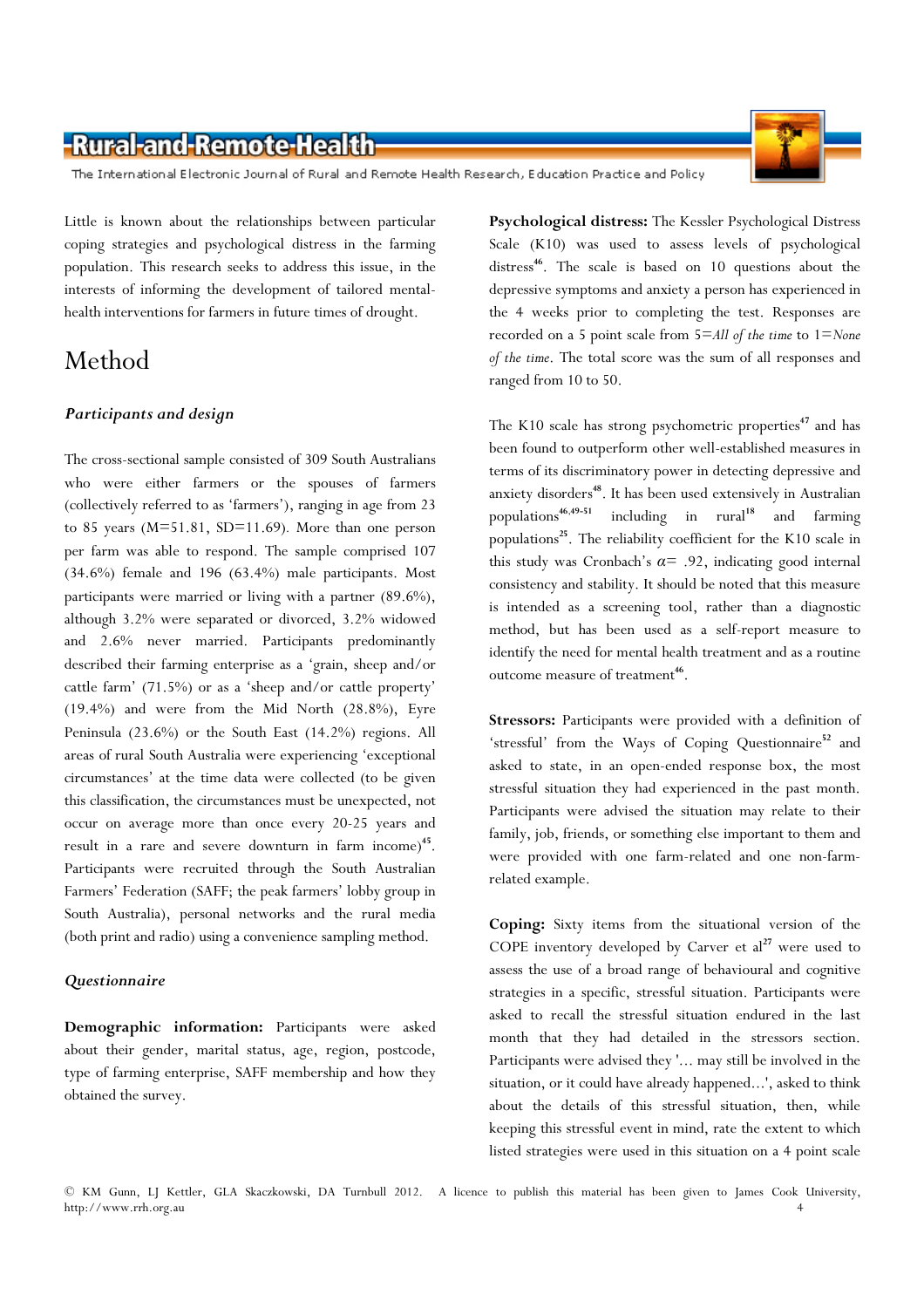Little is known about the relationships between particular coping strategies and psychological distress in the farming population. This research seeks to address this issue, in the interests of informing the development of tailored mental-health interventions for farmers in future times of drought.

# Method

### *Participants and design*

The cross-sectional sample consisted of 309 South Australians who were either farmers or the spouses of farmers (collectively referred to as 'farmers'), ranging in age from 23 to 85 years (M=51.81, SD=11.69). More than one person per farm was able to respond. The sample comprised 107 (34.6%) female and 196 (63.4%) male participants. Most participants were married or living with a partner (89.6%), although 3.2% were separated or divorced, 3.2% widowed and 2.6% never married. Participants predominantly described their farming enterprise as a 'grain, sheep and/or cattle farm' (71.5%) or as a 'sheep and/or cattle property' (19.4%) and were from the Mid North (28.8%), Eyre Peninsula (23.6%) or the South East (14.2%) regions. All areas of rural South Australia were experiencing 'exceptional circumstances' at the time data were collected (to be given this classification, the circumstances must be unexpected, not occur on average more than once every 20-25 years and result in a rare and severe downturn in farm income)[45]. Participants were recruited through the South Australian Farmers' Federation (SAFF; the peak farmers' lobby group in South Australia), personal networks and the rural media (both print and radio) using a convenience sampling method.

### *Questionnaire*

**Demographic information:** Participants were asked about their gender, marital status, age, region, postcode, type of farming enterprise, SAFF membership and how they obtained the survey.

**Psychological distress:** The Kessler Psychological Distress Scale (K10) was used to assess levels of psychological distress[46]. The scale is based on 10 questions about the depressive symptoms and anxiety a person has experienced in the 4 weeks prior to completing the test. Responses are recorded on a 5 point scale from 5=*All of the time* to 1=*None of the time*. The total score was the sum of all responses and ranged from 10 to 50.

The K10 scale has strong psychometric properties[47] and has been found to outperform other well-established measures in terms of its discriminatory power in detecting depressive and anxiety disorders[48]. It has been used extensively in Australian populations[46,49-51] including in rural[18] and farming populations[25]. The reliability coefficient for the K10 scale in this study was Cronbach's $\alpha = .92$, indicating good internal consistency and stability. It should be noted that this measure is intended as a screening tool, rather than a diagnostic method, but has been used as a self-report measure to identify the need for mental health treatment and as a routine outcome measure of treatment[46].

**Stressors:** Participants were provided with a definition of 'stressful' from the Ways of Coping Questionnaire[52] and asked to state, in an open-ended response box, the most stressful situation they had experienced in the past month. Participants were advised the situation may relate to their family, job, friends, or something else important to them and were provided with one farm-related and one non-farm-related example.

**Coping:** Sixty items from the situational version of the COPE inventory developed by Carver et al[27] were used to assess the use of a broad range of behavioural and cognitive strategies in a specific, stressful situation. Participants were asked to recall the stressful situation endured in the last month that they had detailed in the stressors section. Participants were advised they '... may still be involved in the situation, or it could have already happened...', asked to think about the details of this stressful situation, then, while keeping this stressful event in mind, rate the extent to which listed strategies were used in this situation on a 4 point scale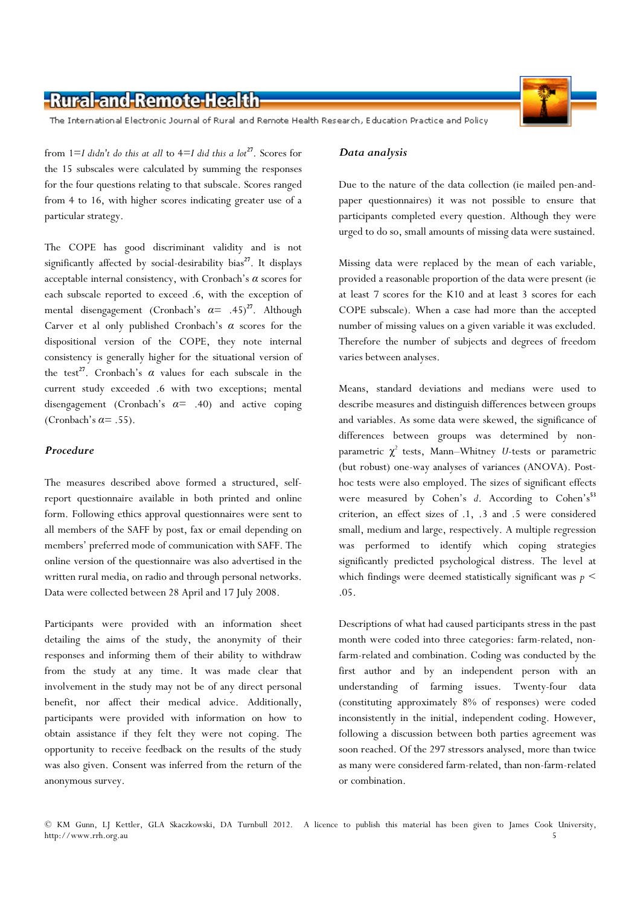from 1=*I didn't do this at all* to 4=*I did this a lot*[27]. Scores for the 15 subscales were calculated by summing the responses for the four questions relating to that subscale. Scores ranged from 4 to 16, with higher scores indicating greater use of a particular strategy.

The COPE has good discriminant validity and is not significantly affected by social-desirability bias[27]. It displays acceptable internal consistency, with Cronbach's $\alpha$ scores for each subscale reported to exceed .6, with the exception of mental disengagement (Cronbach's $\alpha$= .45)[27]. Although Carver et al only published Cronbach's $\alpha$ scores for the dispositional version of the COPE, they note internal consistency is generally higher for the situational version of the test[27]. Cronbach's $\alpha$ values for each subscale in the current study exceeded .6 with two exceptions; mental disengagement (Cronbach's $\alpha$= .40) and active coping (Cronbach's $\alpha$= .55).

### Procedure

The measures described above formed a structured, self-report questionnaire available in both printed and online form. Following ethics approval questionnaires were sent to all members of the SAFF by post, fax or email depending on members' preferred mode of communication with SAFF. The online version of the questionnaire was also advertised in the written rural media, on radio and through personal networks. Data were collected between 28 April and 17 July 2008.

Participants were provided with an information sheet detailing the aims of the study, the anonymity of their responses and informing them of their ability to withdraw from the study at any time. It was made clear that involvement in the study may not be of any direct personal benefit, nor affect their medical advice. Additionally, participants were provided with information on how to obtain assistance if they felt they were not coping. The opportunity to receive feedback on the results of the study was also given. Consent was inferred from the return of the anonymous survey.

### Data analysis

Due to the nature of the data collection (ie mailed pen-and-paper questionnaires) it was not possible to ensure that participants completed every question. Although they were urged to do so, small amounts of missing data were sustained.

Missing data were replaced by the mean of each variable, provided a reasonable proportion of the data were present (ie at least 7 scores for the K10 and at least 3 scores for each COPE subscale). When a case had more than the accepted number of missing values on a given variable it was excluded. Therefore the number of subjects and degrees of freedom varies between analyses.

Means, standard deviations and medians were used to describe measures and distinguish differences between groups and variables. As some data were skewed, the significance of differences between groups was determined by non-parametric $\chi^2$ tests, Mann–Whitney *U*-tests or parametric (but robust) one-way analyses of variances (ANOVA). Post-hoc tests were also employed. The sizes of significant effects were measured by Cohen's *d*. According to Cohen's[53] criterion, an effect sizes of .1, .3 and .5 were considered small, medium and large, respectively. A multiple regression was performed to identify which coping strategies significantly predicted psychological distress. The level at which findings were deemed statistically significant was $p <$ .05.

Descriptions of what had caused participants stress in the past month were coded into three categories: farm-related, non-farm-related and combination. Coding was conducted by the first author and by an independent person with an understanding of farming issues. Twenty-four data (constituting approximately 8% of responses) were coded inconsistently in the initial, independent coding. However, following a discussion between both parties agreement was soon reached. Of the 297 stressors analysed, more than twice as many were considered farm-related, than non-farm-related or combination.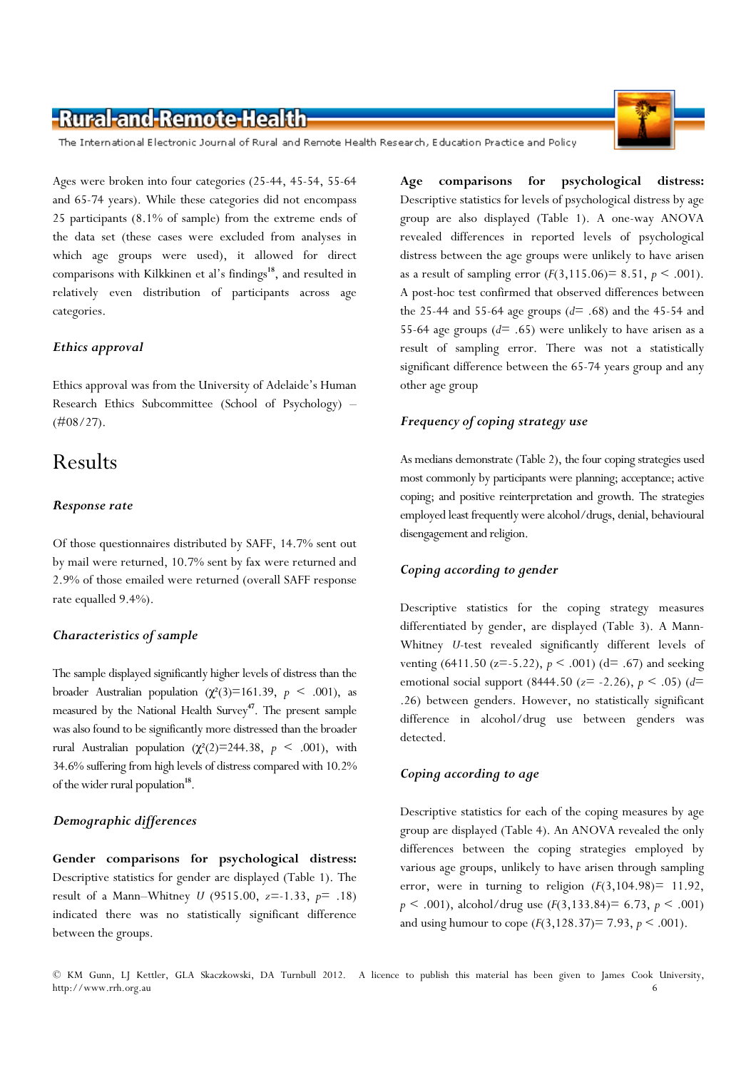Ages were broken into four categories (25-44, 45-54, 55-64 and 65-74 years). While these categories did not encompass 25 participants (8.1% of sample) from the extreme ends of the data set (these cases were excluded from analyses in which age groups were used), it allowed for direct comparisons with Kilkkinen et al's findings[18], and resulted in relatively even distribution of participants across age categories.

### *Ethics approval*

Ethics approval was from the University of Adelaide's Human Research Ethics Subcommittee (School of Psychology) – (#08/27).

## Results

### *Response rate*

Of those questionnaires distributed by SAFF, 14.7% sent out by mail were returned, 10.7% sent by fax were returned and 2.9% of those emailed were returned (overall SAFF response rate equalled 9.4%).

### *Characteristics of sample*

The sample displayed significantly higher levels of distress than the broader Australian population ($\chi^2(3)=161.39$, $p < .001$), as measured by the National Health Survey[47]. The present sample was also found to be significantly more distressed than the broader rural Australian population ($\chi^2(2)=244.38$, $p < .001$), with 34.6% suffering from high levels of distress compared with 10.2% of the wider rural population[18].

### *Demographic differences*

**Gender comparisons for psychological distress:** Descriptive statistics for gender are displayed (Table 1). The result of a Mann–Whitney *U* (9515.00, $z=-1.33$, $p= .18$) indicated there was no statistically significant difference between the groups.

**Age comparisons for psychological distress:** Descriptive statistics for levels of psychological distress by age group are also displayed (Table 1). A one-way ANOVA revealed differences in reported levels of psychological distress between the age groups were unlikely to have arisen as a result of sampling error ($F(3,115.06)= 8.51$, $p < .001$). A post-hoc test confirmed that observed differences between the 25-44 and 55-64 age groups ($d= .68$) and the 45-54 and 55-64 age groups ($d= .65$) were unlikely to have arisen as a result of sampling error. There was not a statistically significant difference between the 65-74 years group and any other age group

### *Frequency of coping strategy use*

As medians demonstrate (Table 2), the four coping strategies used most commonly by participants were planning; acceptance; active coping; and positive reinterpretation and growth. The strategies employed least frequently were alcohol/drugs, denial, behavioural disengagement and religion.

### *Coping according to gender*

Descriptive statistics for the coping strategy measures differentiated by gender, are displayed (Table 3). A Mann-Whitney *U*-test revealed significantly different levels of venting (6411.50 ($z=-5.22$), $p < .001$) ($d= .67$) and seeking emotional social support (8444.50 ($z= -2.26$), $p < .05$) ($d= .26$) between genders. However, no statistically significant difference in alcohol/drug use between genders was detected.

### *Coping according to age*

Descriptive statistics for each of the coping measures by age group are displayed (Table 4). An ANOVA revealed the only differences between the coping strategies employed by various age groups, unlikely to have arisen through sampling error, were in turning to religion ($F(3,104.98)= 11.92$, $p < .001$), alcohol/drug use ($F(3,133.84)= 6.73$, $p < .001$) and using humour to cope ($F(3,128.37)= 7.93$, $p < .001$).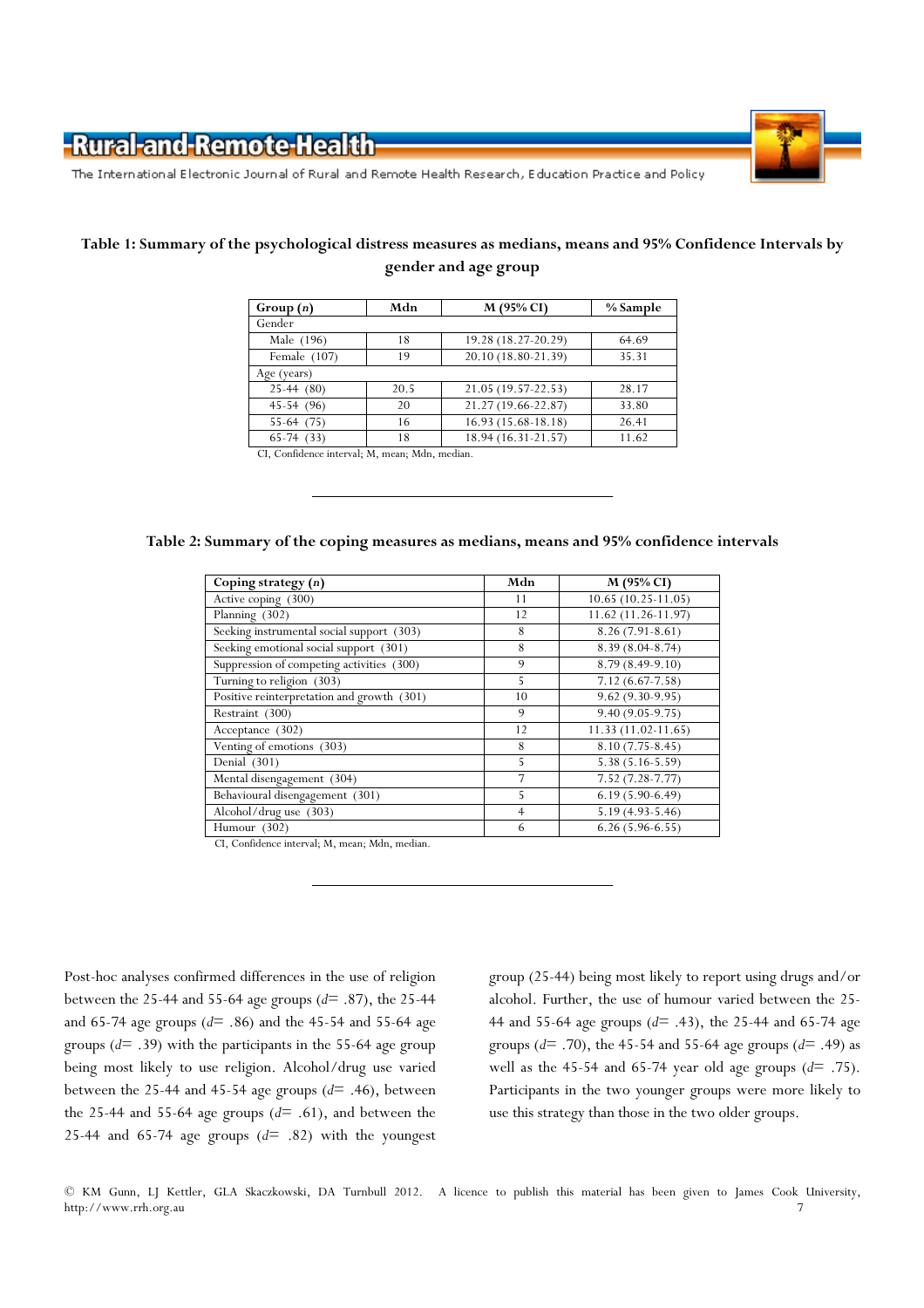**Table 1: Summary of the psychological distress measures as medians, means and 95% Confidence Intervals by gender and age group**

| Group (*n*) | Mdn | M (95% CI) | % Sample |
|---|---|---|---|
| Gender | | | |
| Male (196) | 18 | 19.28 (18.27-20.29) | 64.69 |
| Female (107) | 19 | 20.10 (18.80-21.39) | 35.31 |
| Age (years) | | | |
| 25-44 (80) | 20.5 | 21.05 (19.57-22.53) | 28.17 |
| 45-54 (96) | 20 | 21.27 (19.66-22.87) | 33.80 |
| 55-64 (75) | 16 | 16.93 (15.68-18.18) | 26.41 |
| 65-74 (33) | 18 | 18.94 (16.31-21.57) | 11.62 |

CI, Confidence interval; M, mean; Mdn, median.

**Table 2: Summary of the coping measures as medians, means and 95% confidence intervals**

| Coping strategy (*n*) | Mdn | M (95% CI) |
|---|---|---|
| Active coping (300) | 11 | 10.65 (10.25-11.05) |
| Planning (302) | 12 | 11.62 (11.26-11.97) |
| Seeking instrumental social support (303) | 8 | 8.26 (7.91-8.61) |
| Seeking emotional social support (301) | 8 | 8.39 (8.04-8.74) |
| Suppression of competing activities (300) | 9 | 8.79 (8.49-9.10) |
| Turning to religion (303) | 5 | 7.12 (6.67-7.58) |
| Positive reinterpretation and growth (301) | 10 | 9.62 (9.30-9.95) |
| Restraint (300) | 9 | 9.40 (9.05-9.75) |
| Acceptance (302) | 12 | 11.33 (11.02-11.65) |
| Venting of emotions (303) | 8 | 8.10 (7.75-8.45) |
| Denial (301) | 5 | 5.38 (5.16-5.59) |
| Mental disengagement (304) | 7 | 7.52 (7.28-7.77) |
| Behavioural disengagement (301) | 5 | 6.19 (5.90-6.49) |
| Alcohol/drug use (303) | 4 | 5.19 (4.93-5.46) |
| Humour (302) | 6 | 6.26 (5.96-6.55) |

CI, Confidence interval; M, mean; Mdn, median.

Post-hoc analyses confirmed differences in the use of religion between the 25-44 and 55-64 age groups ($d$= .87), the 25-44 and 65-74 age groups ($d$= .86) and the 45-54 and 55-64 age groups ($d$= .39) with the participants in the 55-64 age group being most likely to use religion. Alcohol/drug use varied between the 25-44 and 45-54 age groups ($d$= .46), between the 25-44 and 55-64 age groups ($d$= .61), and between the 25-44 and 65-74 age groups ($d$= .82) with the youngest group (25-44) being most likely to report using drugs and/or alcohol. Further, the use of humour varied between the 25-44 and 55-64 age groups ($d$= .43), the 25-44 and 65-74 age groups ($d$= .70), the 45-54 and 55-64 age groups ($d$= .49) as well as the 45-54 and 65-74 year old age groups ($d$= .75). Participants in the two younger groups were more likely to use this strategy than those in the two older groups.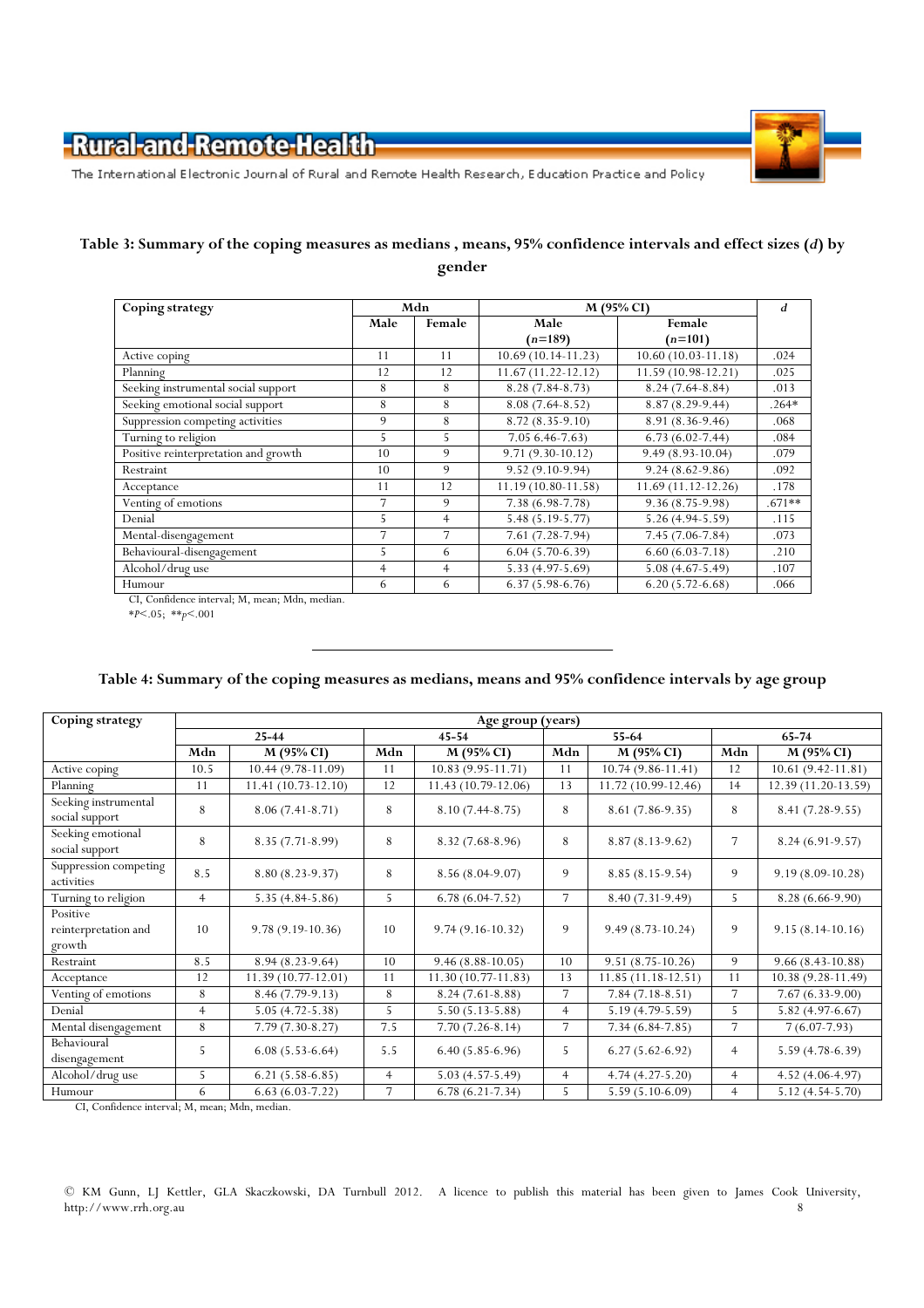**Table 3: Summary of the coping measures as medians , means, 95% confidence intervals and effect sizes (*d*) by gender**

| Coping strategy | Mdn | | M (95% CI) | | *d* |
|---|---|---|---|---|---|
| | Male | Female | Male (*n*=189) | Female (*n*=101) | |
| Active coping | 11 | 11 | 10.69 (10.14-11.23) | 10.60 (10.03-11.18) | .024 |
| Planning | 12 | 12 | 11.67 (11.22-12.12) | 11.59 (10.98-12.21) | .025 |
| Seeking instrumental social support | 8 | 8 | 8.28 (7.84-8.73) | 8.24 (7.64-8.84) | .013 |
| Seeking emotional social support | 8 | 8 | 8.08 (7.64-8.52) | 8.87 (8.29-9.44) | .264* |
| Suppression competing activities | 9 | 8 | 8.72 (8.35-9.10) | 8.91 (8.36-9.46) | .068 |
| Turning to religion | 5 | 5 | 7.05 6.46-7.63) | 6.73 (6.02-7.44) | .084 |
| Positive reinterpretation and growth | 10 | 9 | 9.71 (9.30-10.12) | 9.49 (8.93-10.04) | .079 |
| Restraint | 10 | 9 | 9.52 (9.10-9.94) | 9.24 (8.62-9.86) | .092 |
| Acceptance | 11 | 12 | 11.19 (10.80-11.58) | 11.69 (11.12-12.26) | .178 |
| Venting of emotions | 7 | 9 | 7.38 (6.98-7.78) | 9.36 (8.75-9.98) | .671** |
| Denial | 5 | 4 | 5.48 (5.19-5.77) | 5.26 (4.94-5.59) | .115 |
| Mental-disengagement | 7 | 7 | 7.61 (7.28-7.94) | 7.45 (7.06-7.84) | .073 |
| Behavioural-disengagement | 5 | 6 | 6.04 (5.70-6.39) | 6.60 (6.03-7.18) | .210 |
| Alcohol/drug use | 4 | 4 | 5.33 (4.97-5.69) | 5.08 (4.67-5.49) | .107 |
| Humour | 6 | 6 | 6.37 (5.98-6.76) | 6.20 (5.72-6.68) | .066 |

CI, Confidence interval; M, mean; Mdn, median.
**P*<.05; ***p*<.001

**Table 4: Summary of the coping measures as medians, means and 95% confidence intervals by age group**

| Coping strategy | Age group (years) | | | | | | | |
|---|---|---|---|---|---|---|---|---|
| | 25-44 | | 45-54 | | 55-64 | | 65-74 | |
| | Mdn | M (95% CI) | Mdn | M (95% CI) | Mdn | M (95% CI) | Mdn | M (95% CI) |
| Active coping | 10.5 | 10.44 (9.78-11.09) | 11 | 10.83 (9.95-11.71) | 11 | 10.74 (9.86-11.41) | 12 | 10.61 (9.42-11.81) |
| Planning | 11 | 11.41 (10.73-12.10) | 12 | 11.43 (10.79-12.06) | 13 | 11.72 (10.99-12.46) | 14 | 12.39 (11.20-13.59) |
| Seeking instrumental social support | 8 | 8.06 (7.41-8.71) | 8 | 8.10 (7.44-8.75) | 8 | 8.61 (7.86-9.35) | 8 | 8.41 (7.28-9.55) |
| Seeking emotional social support | 8 | 8.35 (7.71-8.99) | 8 | 8.32 (7.68-8.96) | 8 | 8.87 (8.13-9.62) | 7 | 8.24 (6.91-9.57) |
| Suppression competing activities | 8.5 | 8.80 (8.23-9.37) | 8 | 8.56 (8.04-9.07) | 9 | 8.85 (8.15-9.54) | 9 | 9.19 (8.09-10.28) |
| Turning to religion | 4 | 5.35 (4.84-5.86) | 5 | 6.78 (6.04-7.52) | 7 | 8.40 (7.31-9.49) | 5 | 8.28 (6.66-9.90) |
| Positive reinterpretation and growth | 10 | 9.78 (9.19-10.36) | 10 | 9.74 (9.16-10.32) | 9 | 9.49 (8.73-10.24) | 9 | 9.15 (8.14-10.16) |
| Restraint | 8.5 | 8.94 (8.23-9.64) | 10 | 9.46 (8.88-10.05) | 10 | 9.51 (8.75-10.26) | 9 | 9.66 (8.43-10.88) |
| Acceptance | 12 | 11.39 (10.77-12.01) | 11 | 11.30 (10.77-11.83) | 13 | 11.85 (11.18-12.51) | 11 | 10.38 (9.28-11.49) |
| Venting of emotions | 8 | 8.46 (7.79-9.13) | 8 | 8.24 (7.61-8.88) | 7 | 7.84 (7.18-8.51) | 7 | 7.67 (6.33-9.00) |
| Denial | 4 | 5.05 (4.72-5.38) | 5 | 5.50 (5.13-5.88) | 4 | 5.19 (4.79-5.59) | 5 | 5.82 (4.97-6.67) |
| Mental disengagement | 8 | 7.79 (7.30-8.27) | 7.5 | 7.70 (7.26-8.14) | 7 | 7.34 (6.84-7.85) | 7 | 7 (6.07-7.93) |
| Behavioural disengagement | 5 | 6.08 (5.53-6.64) | 5.5 | 6.40 (5.85-6.96) | 5 | 6.27 (5.62-6.92) | 4 | 5.59 (4.78-6.39) |
| Alcohol/drug use | 5 | 6.21 (5.58-6.85) | 4 | 5.03 (4.57-5.49) | 4 | 4.74 (4.27-5.20) | 4 | 4.52 (4.06-4.97) |
| Humour | 6 | 6.63 (6.03-7.22) | 7 | 6.78 (6.21-7.34) | 5 | 5.59 (5.10-6.09) | 4 | 5.12 (4.54-5.70) |

CI, Confidence interval; M, mean; Mdn, median.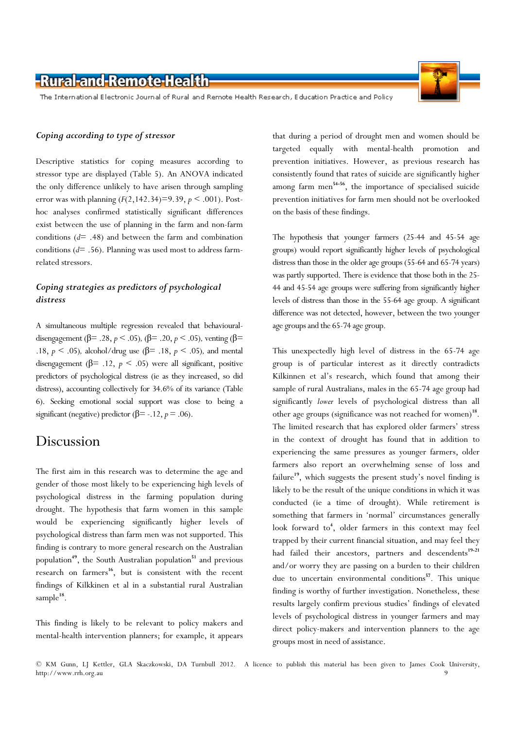### *Coping according to type of stressor*

Descriptive statistics for coping measures according to stressor type are displayed (Table 5). An ANOVA indicated the only difference unlikely to have arisen through sampling error was with planning ($F(2,142.34)=9.39$, $p < .001$). Post-hoc analyses confirmed statistically significant differences exist between the use of planning in the farm and non-farm conditions ($d= .48$) and between the farm and combination conditions ($d= .56$). Planning was used most to address farm-related stressors.

### *Coping strategies as predictors of psychological distress*

A simultaneous multiple regression revealed that behavioural-disengagement ($\beta= .28$, $p < .05$), ($\beta= .20$, $p < .05$), venting ($\beta= .18$, $p < .05$), alcohol/drug use ($\beta= .18$, $p < .05$), and mental disengagement ($\beta= .12$, $p < .05$) were all significant, positive predictors of psychological distress (ie as they increased, so did distress), accounting collectively for 34.6% of its variance (Table 6). Seeking emotional social support was close to being a significant (negative) predictor ($\beta= -.12$, $p = .06$).

## Discussion

The first aim in this research was to determine the age and gender of those most likely to be experiencing high levels of psychological distress in the farming population during drought. The hypothesis that farm women in this sample would be experiencing significantly higher levels of psychological distress than farm men was not supported. This finding is contrary to more general research on the Australian population[49], the South Australian population[51] and previous research on farmers[16], but is consistent with the recent findings of Kilkkinen et al in a substantial rural Australian sample[18].

This finding is likely to be relevant to policy makers and mental-health intervention planners; for example, it appears that during a period of drought men and women should be targeted equally with mental-health promotion and prevention initiatives. However, as previous research has consistently found that rates of suicide are significantly higher among farm men[54-56], the importance of specialised suicide prevention initiatives for farm men should not be overlooked on the basis of these findings.

The hypothesis that younger farmers (25-44 and 45-54 age groups) would report significantly higher levels of psychological distress than those in the older age groups (55-64 and 65-74 years) was partly supported. There is evidence that those both in the 25-44 and 45-54 age groups were suffering from significantly higher levels of distress than those in the 55-64 age group. A significant difference was not detected, however, between the two younger age groups and the 65-74 age group.

This unexpectedly high level of distress in the 65-74 age group is of particular interest as it directly contradicts Kilkinnen et al's research, which found that among their sample of rural Australians, males in the 65-74 age group had significantly *lower* levels of psychological distress than all other age groups (significance was not reached for women)[18]. The limited research that has explored older farmers' stress in the context of drought has found that in addition to experiencing the same pressures as younger farmers, older farmers also report an overwhelming sense of loss and failure[19], which suggests the present study's novel finding is likely to be the result of the unique conditions in which it was conducted (ie a time of drought). While retirement is something that farmers in 'normal' circumstances generally look forward to[4], older farmers in this context may feel trapped by their current financial situation, and may feel they had failed their ancestors, partners and descendents[19-21] and/or worry they are passing on a burden to their children due to uncertain environmental conditions[57]. This unique finding is worthy of further investigation. Nonetheless, these results largely confirm previous studies' findings of elevated levels of psychological distress in younger farmers and may direct policy-makers and intervention planners to the age groups most in need of assistance.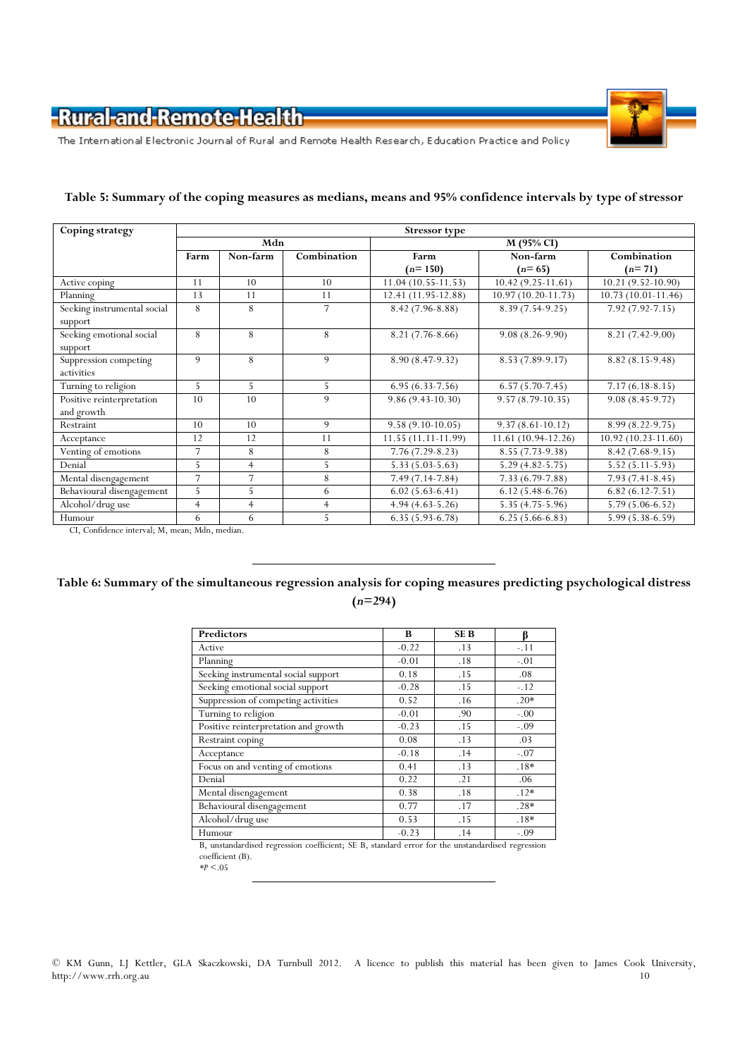**Table 5: Summary of the coping measures as medians, means and 95% confidence intervals by type of stressor**

| Coping strategy | Stressor type | | | | | |
|---|---|---|---|---|---|---|
| | Mdn | | | M (95% CI) | | |
| | Farm | Non-farm | Combination | Farm ($n$= 150) | Non-farm ($n$= 65) | Combination ($n$= 71) |
| Active coping | 11 | 10 | 10 | 11.04 (10.55-11.53) | 10.42 (9.25-11.61) | 10.21 (9.52-10.90) |
| Planning | 13 | 11 | 11 | 12.41 (11.95-12.88) | 10.97 (10.20-11.73) | 10.73 (10.01-11.46) |
| Seeking instrumental social support | 8 | 8 | 7 | 8.42 (7.96-8.88) | 8.39 (7.54-9.25) | 7.92 (7.92-7.15) |
| Seeking emotional social support | 8 | 8 | 8 | 8.21 (7.76-8.66) | 9.08 (8.26-9.90) | 8.21 (7.42-9.00) |
| Suppression competing activities | 9 | 8 | 9 | 8.90 (8.47-9.32) | 8.53 (7.89-9.17) | 8.82 (8.15-9.48) |
| Turning to religion | 5 | 5 | 5 | 6.95 (6.33-7.56) | 6.57 (5.70-7.45) | 7.17 (6.18-8.15) |
| Positive reinterpretation and growth | 10 | 10 | 9 | 9.86 (9.43-10.30) | 9.57 (8.79-10.35) | 9.08 (8.45-9.72) |
| Restraint | 10 | 10 | 9 | 9.58 (9.10-10.05) | 9.37 (8.61-10.12) | 8.99 (8.22-9.75) |
| Acceptance | 12 | 12 | 11 | 11.55 (11.11-11.99) | 11.61 (10.94-12.26) | 10.92 (10.23-11.60) |
| Venting of emotions | 7 | 8 | 8 | 7.76 (7.29-8.23) | 8.55 (7.73-9.38) | 8.42 (7.68-9.15) |
| Denial | 5 | 4 | 5 | 5.33 (5.03-5.63) | 5.29 (4.82-5.75) | 5.52 (5.11-5.93) |
| Mental disengagement | 7 | 7 | 8 | 7.49 (7.14-7.84) | 7.33 (6.79-7.88) | 7.93 (7.41-8.45) |
| Behavioural disengagement | 5 | 5 | 6 | 6.02 (5.63-6.41) | 6.12 (5.48-6.76) | 6.82 (6.12-7.51) |
| Alcohol/drug use | 4 | 4 | 4 | 4.94 (4.63-5.26) | 5.35 (4.75-5.96) | 5.79 (5.06-6.52) |
| Humour | 6 | 6 | 5 | 6.35 (5.93-6.78) | 6.25 (5.66-6.83) | 5.99 (5.38-6.59) |

CI, Confidence interval; M, mean; Mdn, median.

**Table 6: Summary of the simultaneous regression analysis for coping measures predicting psychological distress ($n$=294)**

| Predictors | B | SE B | β |
|---|---|---|---|
| Active | -0.22 | .13 | -.11 |
| Planning | -0.01 | .18 | -.01 |
| Seeking instrumental social support | 0.18 | .15 | .08 |
| Seeking emotional social support | -0.28 | .15 | -.12 |
| Suppression of competing activities | 0.52 | .16 | .20* |
| Turning to religion | -0.01 | .90 | -.00 |
| Positive reinterpretation and growth | -0.23 | .15 | -.09 |
| Restraint coping | 0.08 | .13 | .03 |
| Acceptance | -0.18 | .14 | -.07 |
| Focus on and venting of emotions | 0.41 | .13 | .18* |
| Denial | 0.22 | .21 | .06 |
| Mental disengagement | 0.38 | .18 | .12* |
| Behavioural disengagement | 0.77 | .17 | .28* |
| Alcohol/drug use | 0.53 | .15 | .18* |
| Humour | -0.23 | .14 | -.09 |

B, unstandardised regression coefficient; SE B, standard error for the unstandardised regression coefficient (B).
*$P$ <.05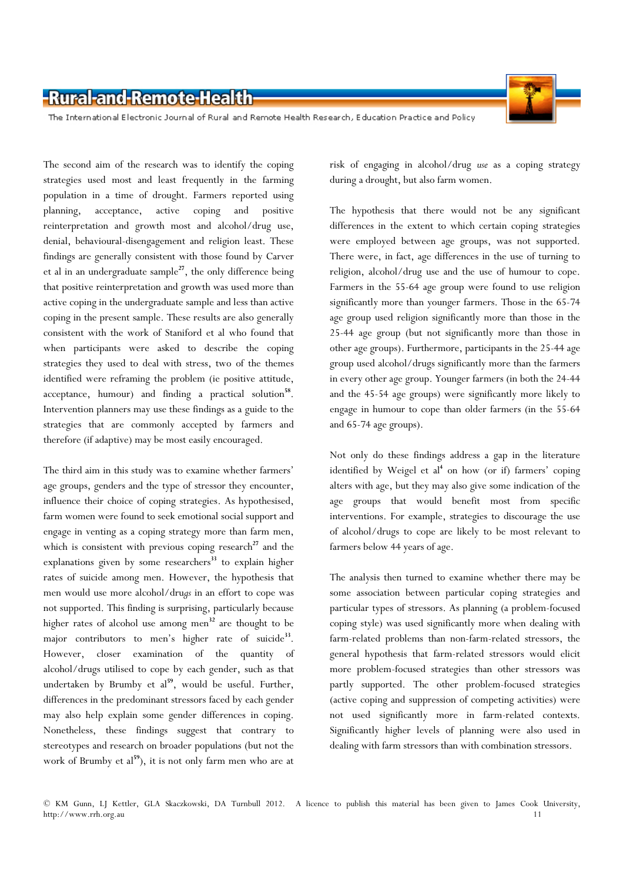The second aim of the research was to identify the coping strategies used most and least frequently in the farming population in a time of drought. Farmers reported using planning, acceptance, active coping and positive reinterpretation and growth most and alcohol/drug use, denial, behavioural-disengagement and religion least. These findings are generally consistent with those found by Carver et al in an undergraduate sample[27], the only difference being that positive reinterpretation and growth was used more than active coping in the undergraduate sample and less than active coping in the present sample. These results are also generally consistent with the work of Staniford et al who found that when participants were asked to describe the coping strategies they used to deal with stress, two of the themes identified were reframing the problem (ie positive attitude, acceptance, humour) and finding a practical solution[58]. Intervention planners may use these findings as a guide to the strategies that are commonly accepted by farmers and therefore (if adaptive) may be most easily encouraged.

The third aim in this study was to examine whether farmers' age groups, genders and the type of stressor they encounter, influence their choice of coping strategies. As hypothesised, farm women were found to seek emotional social support and engage in venting as a coping strategy more than farm men, which is consistent with previous coping research[27] and the explanations given by some researchers[33] to explain higher rates of suicide among men. However, the hypothesis that men would use more alcohol/drug*s* in an effort to cope was not supported. This finding is surprising, particularly because higher rates of alcohol use among men[32] are thought to be major contributors to men's higher rate of suicide[33]. However, closer examination of the quantity of alcohol/drugs utilised to cope by each gender, such as that undertaken by Brumby et al[59], would be useful. Further, differences in the predominant stressors faced by each gender may also help explain some gender differences in coping. Nonetheless, these findings suggest that contrary to stereotypes and research on broader populations (but not the work of Brumby et al[59]), it is not only farm men who are at risk of engaging in alcohol/drug *use* as a coping strategy during a drought, but also farm women.

The hypothesis that there would not be any significant differences in the extent to which certain coping strategies were employed between age groups, was not supported. There were, in fact, age differences in the use of turning to religion, alcohol/drug use and the use of humour to cope. Farmers in the 55-64 age group were found to use religion significantly more than younger farmers. Those in the 65-74 age group used religion significantly more than those in the 25-44 age group (but not significantly more than those in other age groups). Furthermore, participants in the 25-44 age group used alcohol/drugs significantly more than the farmers in every other age group. Younger farmers (in both the 24-44 and the 45-54 age groups) were significantly more likely to engage in humour to cope than older farmers (in the 55-64 and 65-74 age groups).

Not only do these findings address a gap in the literature identified by Weigel et al[4] on how (or if) farmers' coping alters with age, but they may also give some indication of the age groups that would benefit most from specific interventions. For example, strategies to discourage the use of alcohol/drugs to cope are likely to be most relevant to farmers below 44 years of age.

The analysis then turned to examine whether there may be some association between particular coping strategies and particular types of stressors. As planning (a problem-focused coping style) was used significantly more when dealing with farm-related problems than non-farm-related stressors, the general hypothesis that farm-related stressors would elicit more problem-focused strategies than other stressors was partly supported. The other problem-focused strategies (active coping and suppression of competing activities) were not used significantly more in farm-related contexts. Significantly higher levels of planning were also used in dealing with farm stressors than with combination stressors.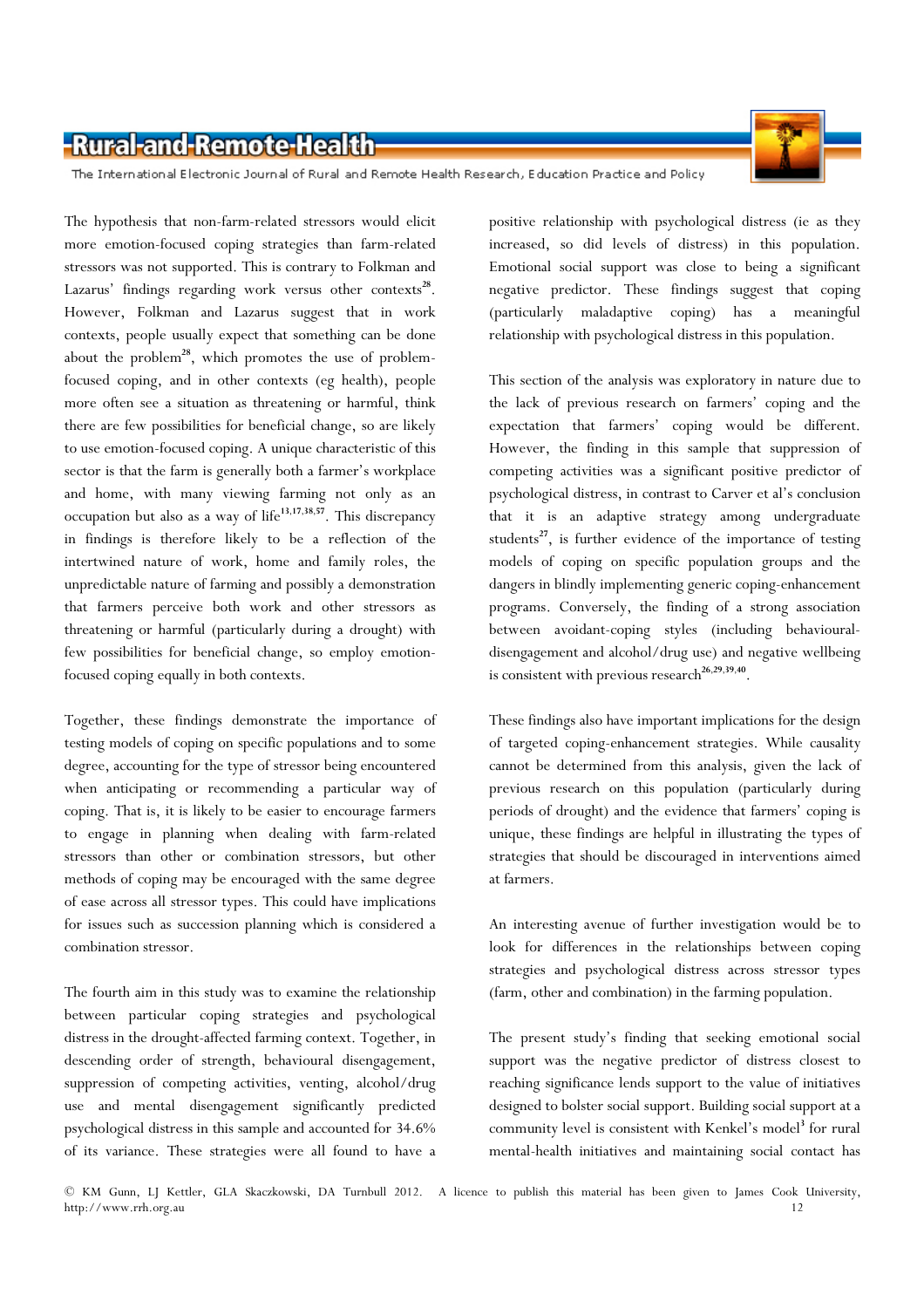The hypothesis that non-farm-related stressors would elicit more emotion-focused coping strategies than farm-related stressors was not supported. This is contrary to Folkman and Lazarus' findings regarding work versus other contexts[28]. However, Folkman and Lazarus suggest that in work contexts, people usually expect that something can be done about the problem[28], which promotes the use of problem-focused coping, and in other contexts (eg health), people more often see a situation as threatening or harmful, think there are few possibilities for beneficial change, so are likely to use emotion-focused coping. A unique characteristic of this sector is that the farm is generally both a farmer's workplace and home, with many viewing farming not only as an occupation but also as a way of life[13,17,38,57]. This discrepancy in findings is therefore likely to be a reflection of the intertwined nature of work, home and family roles, the unpredictable nature of farming and possibly a demonstration that farmers perceive both work and other stressors as threatening or harmful (particularly during a drought) with few possibilities for beneficial change, so employ emotion-focused coping equally in both contexts.

Together, these findings demonstrate the importance of testing models of coping on specific populations and to some degree, accounting for the type of stressor being encountered when anticipating or recommending a particular way of coping. That is, it is likely to be easier to encourage farmers to engage in planning when dealing with farm-related stressors than other or combination stressors, but other methods of coping may be encouraged with the same degree of ease across all stressor types. This could have implications for issues such as succession planning which is considered a combination stressor.

The fourth aim in this study was to examine the relationship between particular coping strategies and psychological distress in the drought-affected farming context. Together, in descending order of strength, behavioural disengagement, suppression of competing activities, venting, alcohol/drug use and mental disengagement significantly predicted psychological distress in this sample and accounted for 34.6% of its variance. These strategies were all found to have a positive relationship with psychological distress (ie as they increased, so did levels of distress) in this population. Emotional social support was close to being a significant negative predictor. These findings suggest that coping (particularly maladaptive coping) has a meaningful relationship with psychological distress in this population.

This section of the analysis was exploratory in nature due to the lack of previous research on farmers' coping and the expectation that farmers' coping would be different. However, the finding in this sample that suppression of competing activities was a significant positive predictor of psychological distress, in contrast to Carver et al's conclusion that it is an adaptive strategy among undergraduate students[27], is further evidence of the importance of testing models of coping on specific population groups and the dangers in blindly implementing generic coping-enhancement programs. Conversely, the finding of a strong association between avoidant-coping styles (including behavioural-disengagement and alcohol/drug use) and negative wellbeing is consistent with previous research[26,29,39,40].

These findings also have important implications for the design of targeted coping-enhancement strategies. While causality cannot be determined from this analysis, given the lack of previous research on this population (particularly during periods of drought) and the evidence that farmers' coping is unique, these findings are helpful in illustrating the types of strategies that should be discouraged in interventions aimed at farmers.

An interesting avenue of further investigation would be to look for differences in the relationships between coping strategies and psychological distress across stressor types (farm, other and combination) in the farming population.

The present study's finding that seeking emotional social support was the negative predictor of distress closest to reaching significance lends support to the value of initiatives designed to bolster social support. Building social support at a community level is consistent with Kenkel's model[3] for rural mental-health initiatives and maintaining social contact has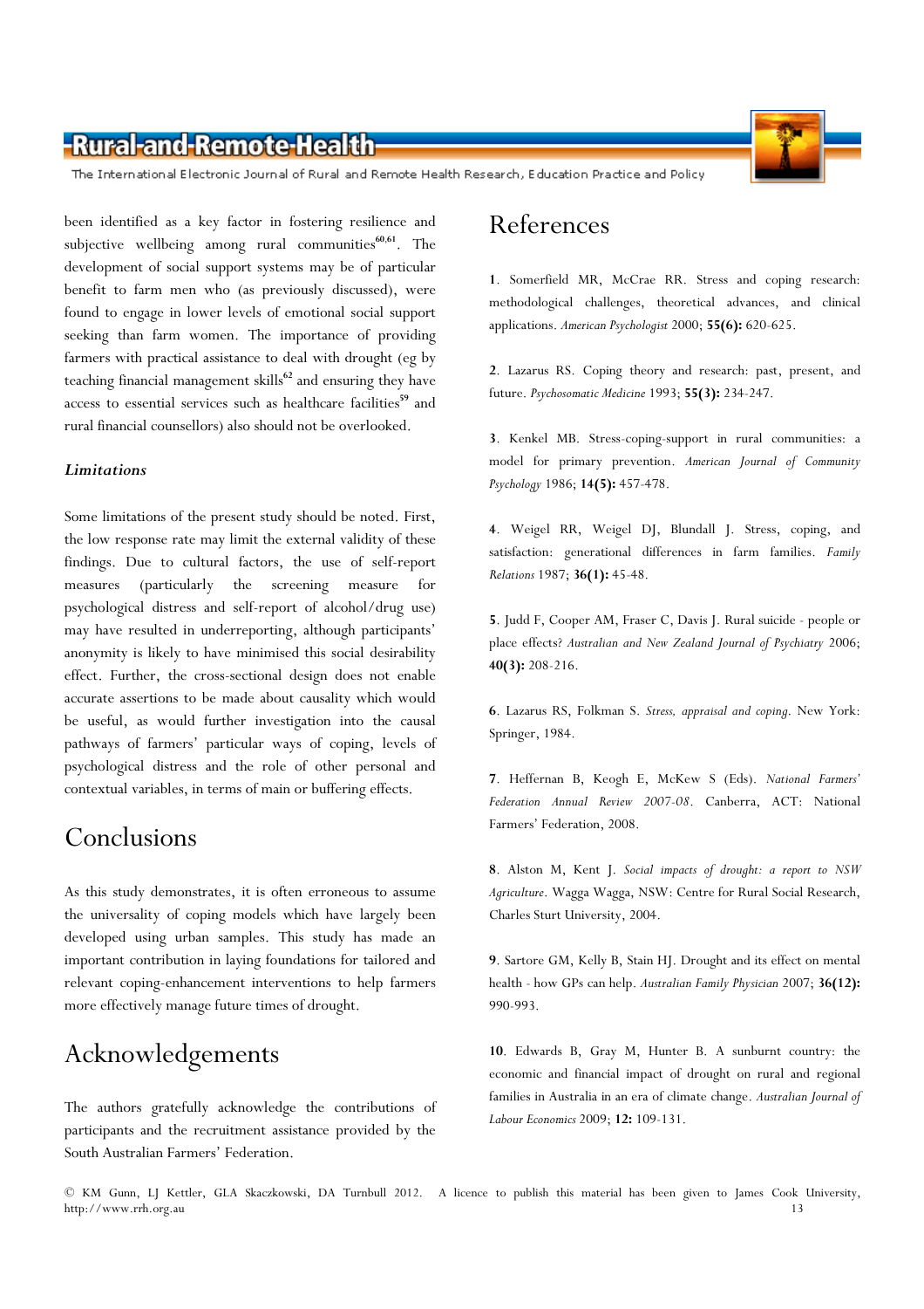been identified as a key factor in fostering resilience and subjective wellbeing among rural communities[60,61]. The development of social support systems may be of particular benefit to farm men who (as previously discussed), were found to engage in lower levels of emotional social support seeking than farm women. The importance of providing farmers with practical assistance to deal with drought (eg by teaching financial management skills[62] and ensuring they have access to essential services such as healthcare facilities[59] and rural financial counsellors) also should not be overlooked.

### *Limitations*

Some limitations of the present study should be noted. First, the low response rate may limit the external validity of these findings. Due to cultural factors, the use of self-report measures (particularly the screening measure for psychological distress and self-report of alcohol/drug use) may have resulted in underreporting, although participants' anonymity is likely to have minimised this social desirability effect. Further, the cross-sectional design does not enable accurate assertions to be made about causality which would be useful, as would further investigation into the causal pathways of farmers' particular ways of coping, levels of psychological distress and the role of other personal and contextual variables, in terms of main or buffering effects.

## Conclusions

As this study demonstrates, it is often erroneous to assume the universality of coping models which have largely been developed using urban samples. This study has made an important contribution in laying foundations for tailored and relevant coping-enhancement interventions to help farmers more effectively manage future times of drought.

## Acknowledgements

The authors gratefully acknowledge the contributions of participants and the recruitment assistance provided by the South Australian Farmers' Federation.

## References

**1**. Somerfield MR, McCrae RR. Stress and coping research: methodological challenges, theoretical advances, and clinical applications. *American Psychologist* 2000; **55(6):** 620-625.

**2**. Lazarus RS. Coping theory and research: past, present, and future. *Psychosomatic Medicine* 1993; **55(3):** 234-247.

**3**. Kenkel MB. Stress-coping-support in rural communities: a model for primary prevention. *American Journal of Community Psychology* 1986; **14(5):** 457-478.

**4**. Weigel RR, Weigel DJ, Blundall J. Stress, coping, and satisfaction: generational differences in farm families. *Family Relations* 1987; **36(1):** 45-48.

**5**. Judd F, Cooper AM, Fraser C, Davis J. Rural suicide - people or place effects? *Australian and New Zealand Journal of Psychiatry* 2006; **40(3):** 208-216.

**6**. Lazarus RS, Folkman S. *Stress, appraisal and coping*. New York: Springer, 1984.

**7**. Heffernan B, Keogh E, McKew S (Eds). *National Farmers' Federation Annual Review 2007-08*. Canberra, ACT: National Farmers' Federation, 2008.

**8**. Alston M, Kent J. *Social impacts of drought: a report to NSW Agriculture*. Wagga Wagga, NSW: Centre for Rural Social Research, Charles Sturt University, 2004.

**9**. Sartore GM, Kelly B, Stain HJ. Drought and its effect on mental health - how GPs can help. *Australian Family Physician* 2007; **36(12):** 990-993.

**10**. Edwards B, Gray M, Hunter B. A sunburnt country: the economic and financial impact of drought on rural and regional families in Australia in an era of climate change. *Australian Journal of Labour Economics* 2009; **12:** 109-131.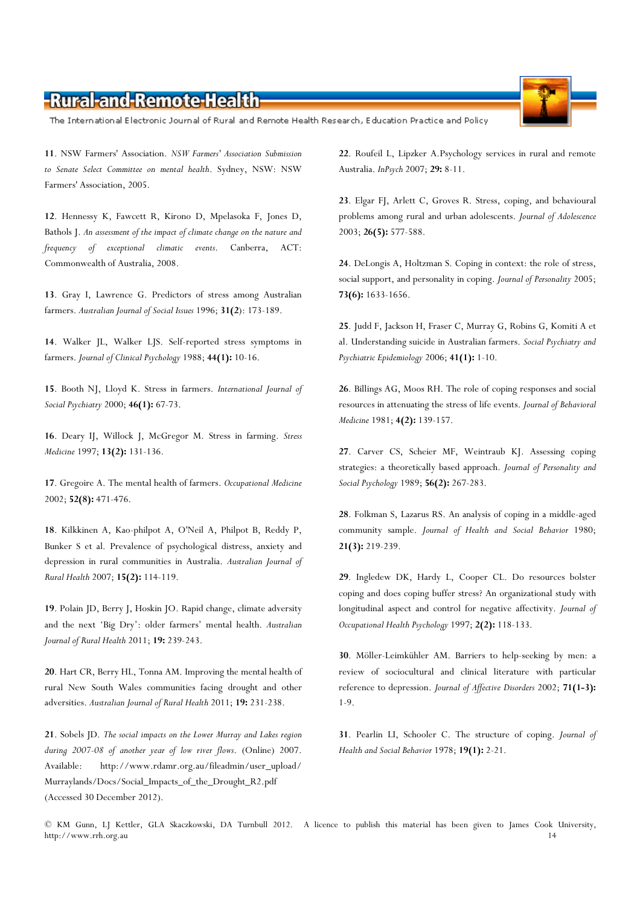**11**. NSW Farmers' Association. *NSW Farmers' Association Submission to Senate Select Committee on mental health*. Sydney, NSW: NSW Farmers' Association, 2005.

**12**. Hennessy K, Fawcett R, Kirono D, Mpelasoka F, Jones D, Bathols J. *An assessment of the impact of climate change on the nature and frequency of exceptional climatic events*. Canberra, ACT: Commonwealth of Australia, 2008.

**13**. Gray I, Lawrence G. Predictors of stress among Australian farmers. *Australian Journal of Social Issues* 1996; **31(2**): 173-189.

**14**. Walker JL, Walker LJS. Self-reported stress symptoms in farmers. *Journal of Clinical Psychology* 1988; **44(1):** 10-16.

**15**. Booth NJ, Lloyd K. Stress in farmers. *International Journal of Social Psychiatry* 2000; **46(1):** 67-73.

**16**. Deary IJ, Willock J, McGregor M. Stress in farming. *Stress Medicine* 1997; **13(2):** 131-136.

**17**. Gregoire A. The mental health of farmers. *Occupational Medicine* 2002; **52(8):** 471-476.

**18**. Kilkkinen A, Kao-philpot A, O'Neil A, Philpot B, Reddy P, Bunker S et al. Prevalence of psychological distress, anxiety and depression in rural communities in Australia. *Australian Journal of Rural Health* 2007; **15(2):** 114-119.

**19**. Polain JD, Berry J, Hoskin JO. Rapid change, climate adversity and the next 'Big Dry': older farmers' mental health. *Australian Journal of Rural Health* 2011; **19:** 239-243.

**20**. Hart CR, Berry HL, Tonna AM. Improving the mental health of rural New South Wales communities facing drought and other adversities. *Australian Journal of Rural Health* 2011; **19:** 231-238.

**21**. Sobels JD. *The social impacts on the Lower Murray and Lakes region during 2007-08 of another year of low river flows*. (Online) 2007. Available: http://www.rdamr.org.au/fileadmin/user_upload/Murraylands/Docs/Social_Impacts_of_the_Drought_R2.pdf (Accessed 30 December 2012).

**22**. Roufeil L, Lipzker A.Psychology services in rural and remote Australia. *InPsych* 2007; **29:** 8-11.

**23**. Elgar FJ, Arlett C, Groves R. Stress, coping, and behavioural problems among rural and urban adolescents. *Journal of Adolescence* 2003; **26(5):** 577-588.

**24**. DeLongis A, Holtzman S. Coping in context: the role of stress, social support, and personality in coping. *Journal of Personality* 2005; **73(6):** 1633-1656.

**25**. Judd F, Jackson H, Fraser C, Murray G, Robins G, Komiti A et al. Understanding suicide in Australian farmers. *Social Psychiatry and Psychiatric Epidemiology* 2006; **41(1):** 1-10.

**26**. Billings AG, Moos RH. The role of coping responses and social resources in attenuating the stress of life events. *Journal of Behavioral Medicine* 1981; **4(2):** 139-157.

**27**. Carver CS, Scheier MF, Weintraub KJ. Assessing coping strategies: a theoretically based approach. *Journal of Personality and Social Psychology* 1989; **56(2):** 267-283.

**28**. Folkman S, Lazarus RS. An analysis of coping in a middle-aged community sample. *Journal of Health and Social Behavior* 1980; **21(3):** 219-239.

**29**. Ingledew DK, Hardy L, Cooper CL. Do resources bolster coping and does coping buffer stress? An organizational study with longitudinal aspect and control for negative affectivity. *Journal of Occupational Health Psychology* 1997; **2(2):** 118-133.

**30**. Möller-Leimkühler AM. Barriers to help-seeking by men: a review of sociocultural and clinical literature with particular reference to depression. *Journal of Affective Disorders* 2002; **71(1-3):** 1-9.

**31**. Pearlin LI, Schooler C. The structure of coping. *Journal of Health and Social Behavior* 1978; **19(1):** 2-21.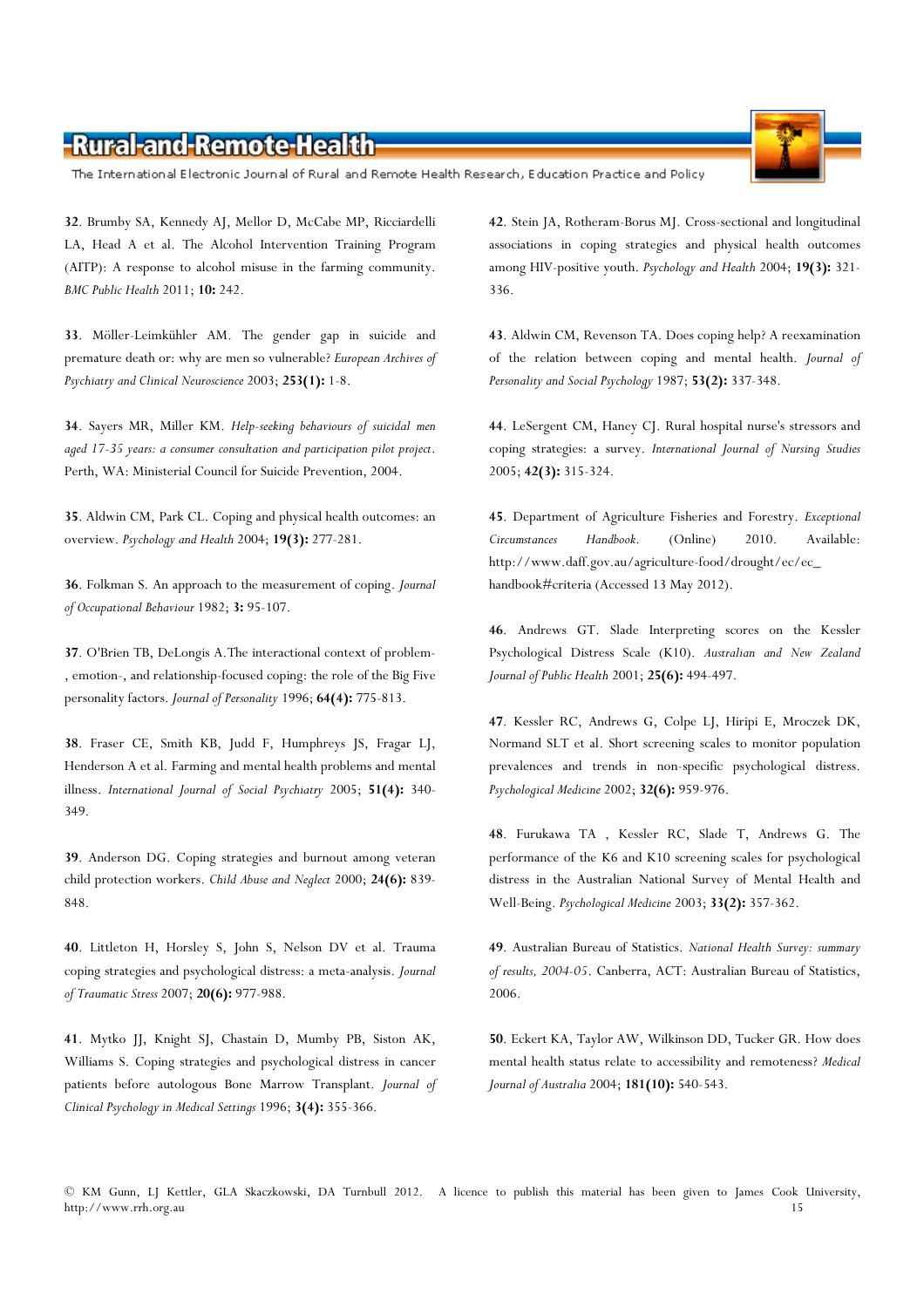**32**. Brumby SA, Kennedy AJ, Mellor D, McCabe MP, Ricciardelli LA, Head A et al. The Alcohol Intervention Training Program (AITP): A response to alcohol misuse in the farming community. *BMC Public Health* 2011; **10:** 242.

**33**. Möller-Leimkühler AM. The gender gap in suicide and premature death or: why are men so vulnerable? *European Archives of Psychiatry and Clinical Neuroscience* 2003; **253(1):** 1-8.

**34**. Sayers MR, Miller KM. *Help-seeking behaviours of suicidal men aged 17-35 years: a consumer consultation and participation pilot project*. Perth, WA: Ministerial Council for Suicide Prevention, 2004.

**35**. Aldwin CM, Park CL. Coping and physical health outcomes: an overview. *Psychology and Health* 2004; **19(3):** 277-281.

**36**. Folkman S. An approach to the measurement of coping. *Journal of Occupational Behaviour* 1982; **3:** 95-107.

**37**. O'Brien TB, DeLongis A.The interactional context of problem-, emotion-, and relationship-focused coping: the role of the Big Five personality factors. *Journal of Personality* 1996; **64(4):** 775-813.

**38**. Fraser CE, Smith KB, Judd F, Humphreys JS, Fragar LJ, Henderson A et al. Farming and mental health problems and mental illness. *International Journal of Social Psychiatry* 2005; **51(4):** 340-349.

**39**. Anderson DG. Coping strategies and burnout among veteran child protection workers. *Child Abuse and Neglect* 2000; **24(6):** 839-848.

**40**. Littleton H, Horsley S, John S, Nelson DV et al. Trauma coping strategies and psychological distress: a meta-analysis. *Journal of Traumatic Stress* 2007; **20(6):** 977-988.

**41**. Mytko JJ, Knight SJ, Chastain D, Mumby PB, Siston AK, Williams S. Coping strategies and psychological distress in cancer patients before autologous Bone Marrow Transplant. *Journal of Clinical Psychology in Medical Settings* 1996; **3(4):** 355-366.

**42**. Stein JA, Rotheram-Borus MJ. Cross-sectional and longitudinal associations in coping strategies and physical health outcomes among HIV-positive youth. *Psychology and Health* 2004; **19(3):** 321-336.

**43**. Aldwin CM, Revenson TA. Does coping help? A reexamination of the relation between coping and mental health. *Journal of Personality and Social Psychology* 1987; **53(2):** 337-348.

**44**. LeSergent CM, Haney CJ. Rural hospital nurse's stressors and coping strategies: a survey. *International Journal of Nursing Studies* 2005; **42(3):** 315-324.

**45**. Department of Agriculture Fisheries and Forestry. *Exceptional Circumstances Handbook*. (Online) 2010. Available: http://www.daff.gov.au/agriculture-food/drought/ec/ec_handbook#criteria (Accessed 13 May 2012).

**46**. Andrews GT. Slade Interpreting scores on the Kessler Psychological Distress Scale (K10). *Australian and New Zealand Journal of Public Health* 2001; **25(6):** 494-497.

**47**. Kessler RC, Andrews G, Colpe LJ, Hiripi E, Mroczek DK, Normand SLT et al. Short screening scales to monitor population prevalences and trends in non-specific psychological distress. *Psychological Medicine* 2002; **32(6):** 959-976.

**48**. Furukawa TA , Kessler RC, Slade T, Andrews G. The performance of the K6 and K10 screening scales for psychological distress in the Australian National Survey of Mental Health and Well-Being. *Psychological Medicine* 2003; **33(2):** 357-362.

**49**. Australian Bureau of Statistics. *National Health Survey: summary of results, 2004-05*. Canberra, ACT: Australian Bureau of Statistics, 2006.

**50**. Eckert KA, Taylor AW, Wilkinson DD, Tucker GR. How does mental health status relate to accessibility and remoteness? *Medical Journal of Australia* 2004; **181(10):** 540-543.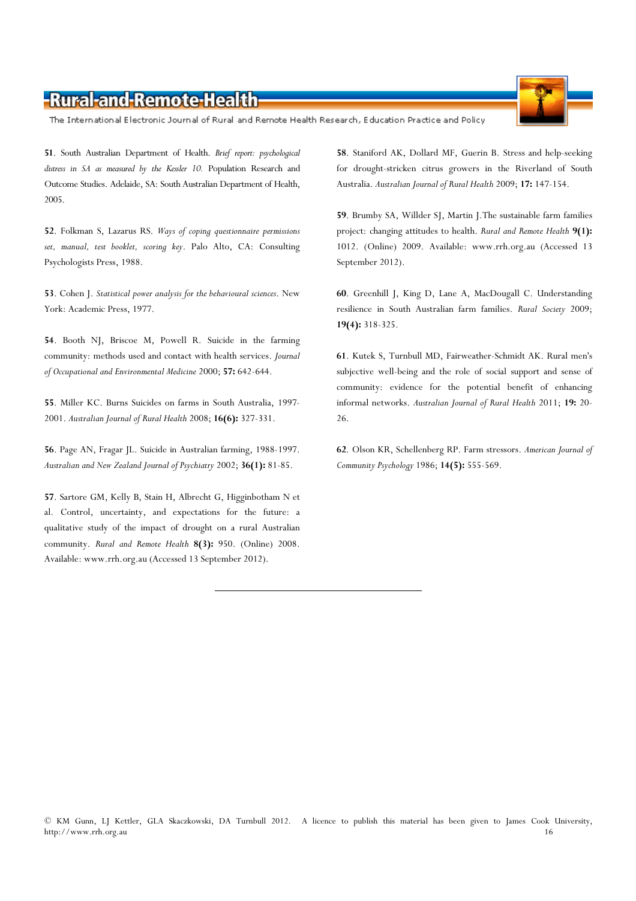**51**. South Australian Department of Health. *Brief report: psychological distress in SA as measured by the Kessler 10*. Population Research and Outcome Studies. Adelaide, SA: South Australian Department of Health, 2005.

**52**. Folkman S, Lazarus RS. *Ways of coping questionnaire permissions set, manual, test booklet, scoring key*. Palo Alto, CA: Consulting Psychologists Press, 1988.

**53**. Cohen J. *Statistical power analysis for the behavioural sciences*. New York: Academic Press, 1977.

**54**. Booth NJ, Briscoe M, Powell R. Suicide in the farming community: methods used and contact with health services. *Journal of Occupational and Environmental Medicine* 2000; **57:** 642-644.

**55**. Miller KC. Burns Suicides on farms in South Australia, 1997-2001. *Australian Journal of Rural Health* 2008; **16(6):** 327-331.

**56**. Page AN, Fragar JL. Suicide in Australian farming, 1988-1997. *Australian and New Zealand Journal of Psychiatry* 2002; **36(1):** 81-85.

**57**. Sartore GM, Kelly B, Stain H, Albrecht G, Higginbotham N et al. Control, uncertainty, and expectations for the future: a qualitative study of the impact of drought on a rural Australian community. *Rural and Remote Health* **8(3):** 950. (Online) 2008. Available: www.rrh.org.au (Accessed 13 September 2012).

**58**. Staniford AK, Dollard MF, Guerin B. Stress and help-seeking for drought-stricken citrus growers in the Riverland of South Australia. *Australian Journal of Rural Health* 2009; **17:** 147-154.

**59**. Brumby SA, Willder SJ, Martin J.The sustainable farm families project: changing attitudes to health. *Rural and Remote Health* **9(1):** 1012. (Online) 2009. Available: www.rrh.org.au (Accessed 13 September 2012).

**60**. Greenhill J, King D, Lane A, MacDougall C. Understanding resilience in South Australian farm families. *Rural Society* 2009; **19(4):** 318-325.

**61**. Kutek S, Turnbull MD, Fairweather-Schmidt AK. Rural men's subjective well-being and the role of social support and sense of community: evidence for the potential benefit of enhancing informal networks. *Australian Journal of Rural Health* 2011; **19:** 20-26.

**62**. Olson KR, Schellenberg RP. Farm stressors. *American Journal of Community Psychology* 1986; **14(5):** 555-569.